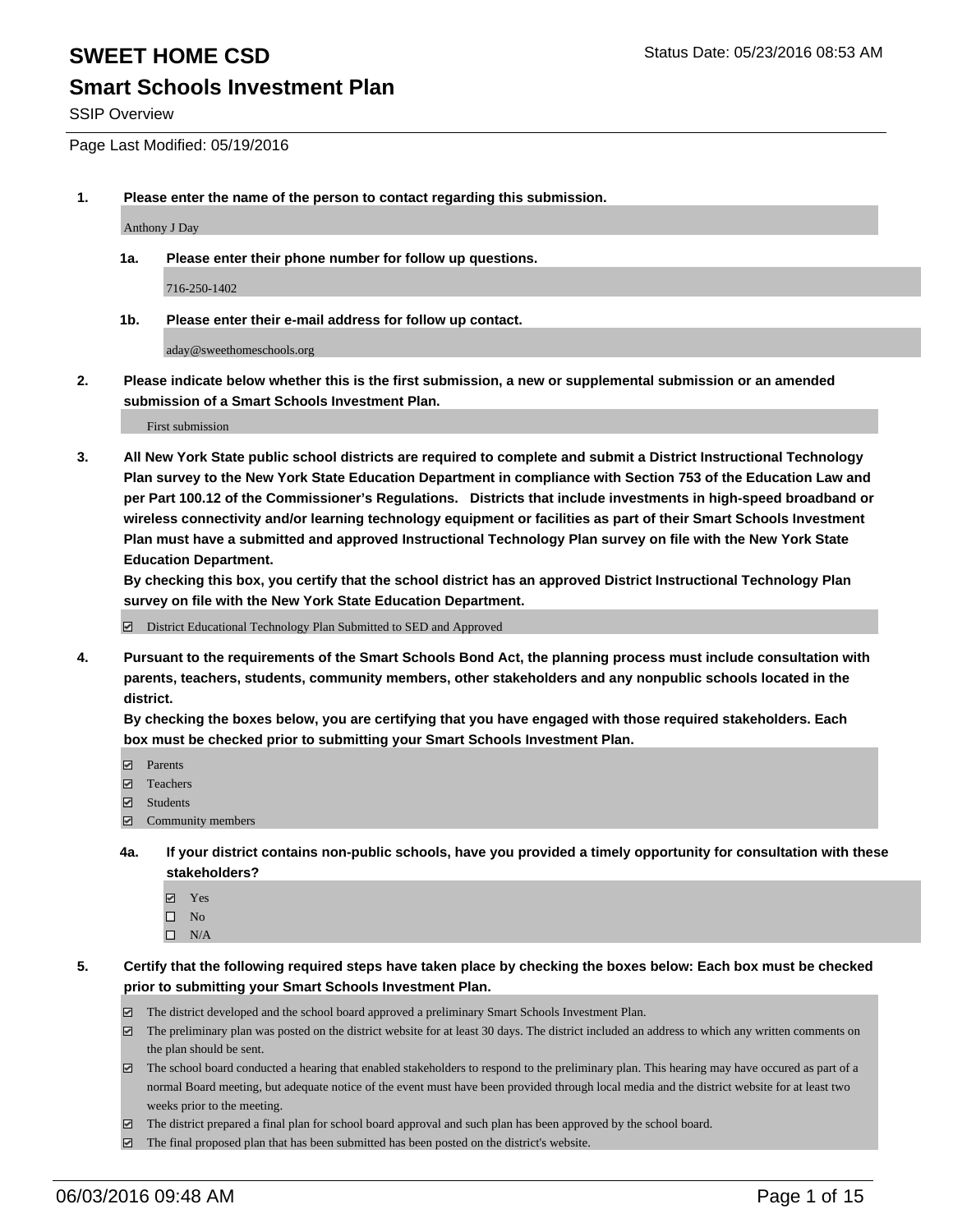# SWEET HOME CSD

Status Date: 05/23/2016 08:53 AM

## Smart Schools Investment Plan

SSIP Overview

Page Last Modified: 05/19/2016

**1. Please enter the name of the person to contact regarding this submission.**

Anthony J Day

**1a. Please enter their phone number for follow up questions.**

716-250-1402

**1b. Please enter their e-mail address for follow up contact.**

aday@sweethomeschools.org

**2. Please indicate below whether this is the first submission, a new or supplemental submission or an amended submission of a Smart Schools Investment Plan.**

First submission

**3. All New York State public school districts are required to complete and submit a District Instructional Technology Plan survey to the New York State Education Department in compliance with Section 753 of the Education Law and per Part 100.12 of the Commissioner's Regulations. Districts that include investments in high-speed broadband or wireless connectivity and/or learning technology equipment or facilities as part of their Smart Schools Investment Plan must have a submitted and approved Instructional Technology Plan survey on file with the New York State Education Department.**
**By checking this box, you certify that the school district has an approved District Instructional Technology Plan survey on file with the New York State Education Department.**

- [x] District Educational Technology Plan Submitted to SED and Approved

**4. Pursuant to the requirements of the Smart Schools Bond Act, the planning process must include consultation with parents, teachers, students, community members, other stakeholders and any nonpublic schools located in the district.**
**By checking the boxes below, you are certifying that you have engaged with those required stakeholders. Each box must be checked prior to submitting your Smart Schools Investment Plan.**

- [x] Parents
- [x] Teachers
- [x] Students
- [x] Community members

**4a. If your district contains non-public schools, have you provided a timely opportunity for consultation with these stakeholders?**

- [x] Yes
- [ ] No
- [ ] N/A

**5. Certify that the following required steps have taken place by checking the boxes below: Each box must be checked prior to submitting your Smart Schools Investment Plan.**

- [x] The district developed and the school board approved a preliminary Smart Schools Investment Plan.
- [x] The preliminary plan was posted on the district website for at least 30 days. The district included an address to which any written comments on the plan should be sent.
- [x] The school board conducted a hearing that enabled stakeholders to respond to the preliminary plan. This hearing may have occured as part of a normal Board meeting, but adequate notice of the event must have been provided through local media and the district website for at least two weeks prior to the meeting.
- [x] The district prepared a final plan for school board approval and such plan has been approved by the school board.
- [x] The final proposed plan that has been submitted has been posted on the district's website.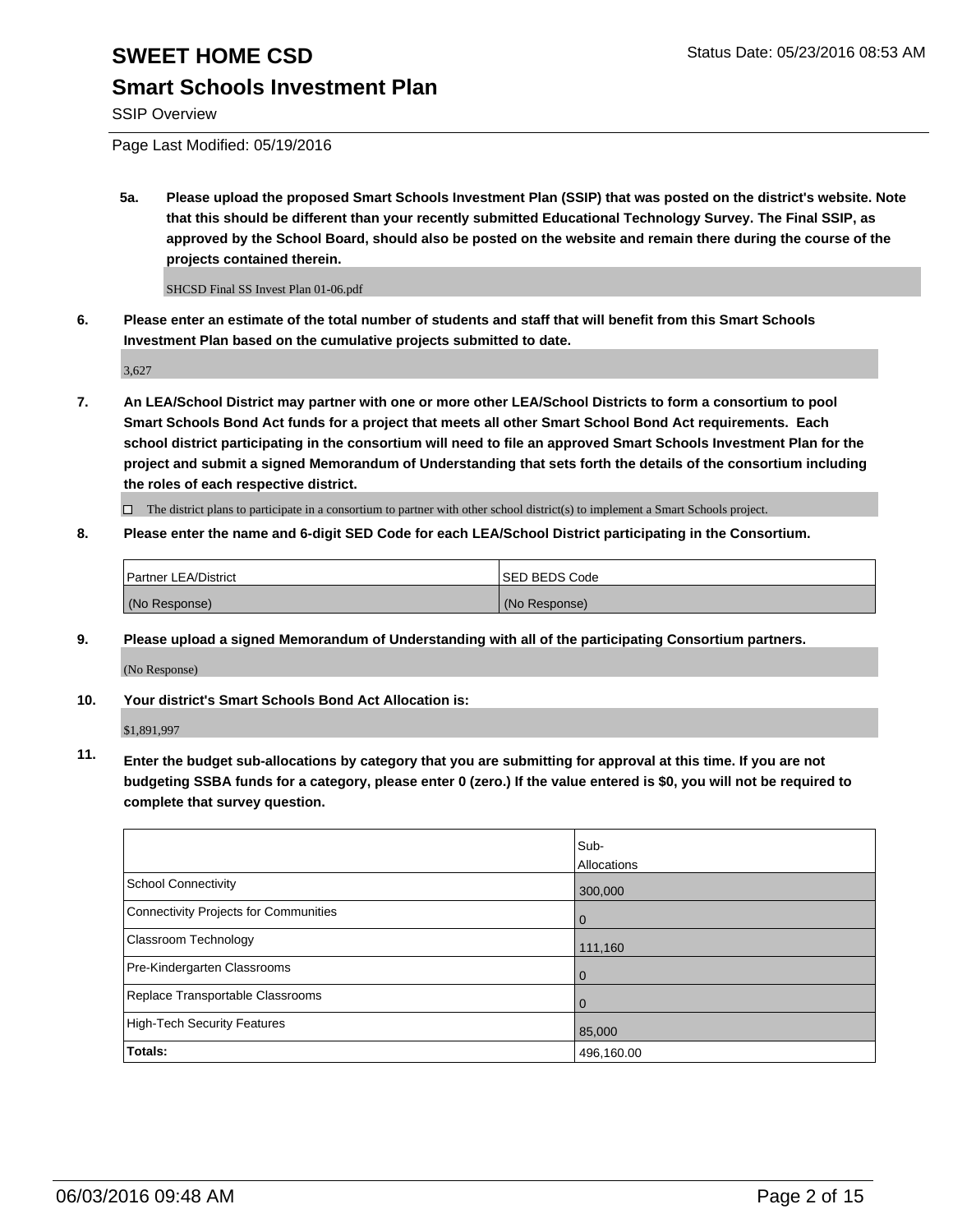# SWEET HOME CSD

Status Date: 05/23/2016 08:53 AM

## Smart Schools Investment Plan

SSIP Overview

Page Last Modified: 05/19/2016

**5a. Please upload the proposed Smart Schools Investment Plan (SSIP) that was posted on the district's website. Note that this should be different than your recently submitted Educational Technology Survey. The Final SSIP, as approved by the School Board, should also be posted on the website and remain there during the course of the projects contained therein.**

SHCSD Final SS Invest Plan 01-06.pdf

**6. Please enter an estimate of the total number of students and staff that will benefit from this Smart Schools Investment Plan based on the cumulative projects submitted to date.**

3,627

**7. An LEA/School District may partner with one or more other LEA/School Districts to form a consortium to pool Smart Schools Bond Act funds for a project that meets all other Smart School Bond Act requirements. Each school district participating in the consortium will need to file an approved Smart Schools Investment Plan for the project and submit a signed Memorandum of Understanding that sets forth the details of the consortium including the roles of each respective district.**

☐ The district plans to participate in a consortium to partner with other school district(s) to implement a Smart Schools project.

**8. Please enter the name and 6-digit SED Code for each LEA/School District participating in the Consortium.**

| Partner LEA/District | SED BEDS Code |
| --- | --- |
| (No Response) | (No Response) |

**9. Please upload a signed Memorandum of Understanding with all of the participating Consortium partners.**

(No Response)

**10. Your district's Smart Schools Bond Act Allocation is:**

$1,891,997

**11. Enter the budget sub-allocations by category that you are submitting for approval at this time. If you are not budgeting SSBA funds for a category, please enter 0 (zero.) If the value entered is $0, you will not be required to complete that survey question.**

| | Sub-Allocations |
| --- | --- |
| School Connectivity | 300,000 |
| Connectivity Projects for Communities | 0 |
| Classroom Technology | 111,160 |
| Pre-Kindergarten Classrooms | 0 |
| Replace Transportable Classrooms | 0 |
| High-Tech Security Features | 85,000 |
| **Totals:** | 496,160.00 |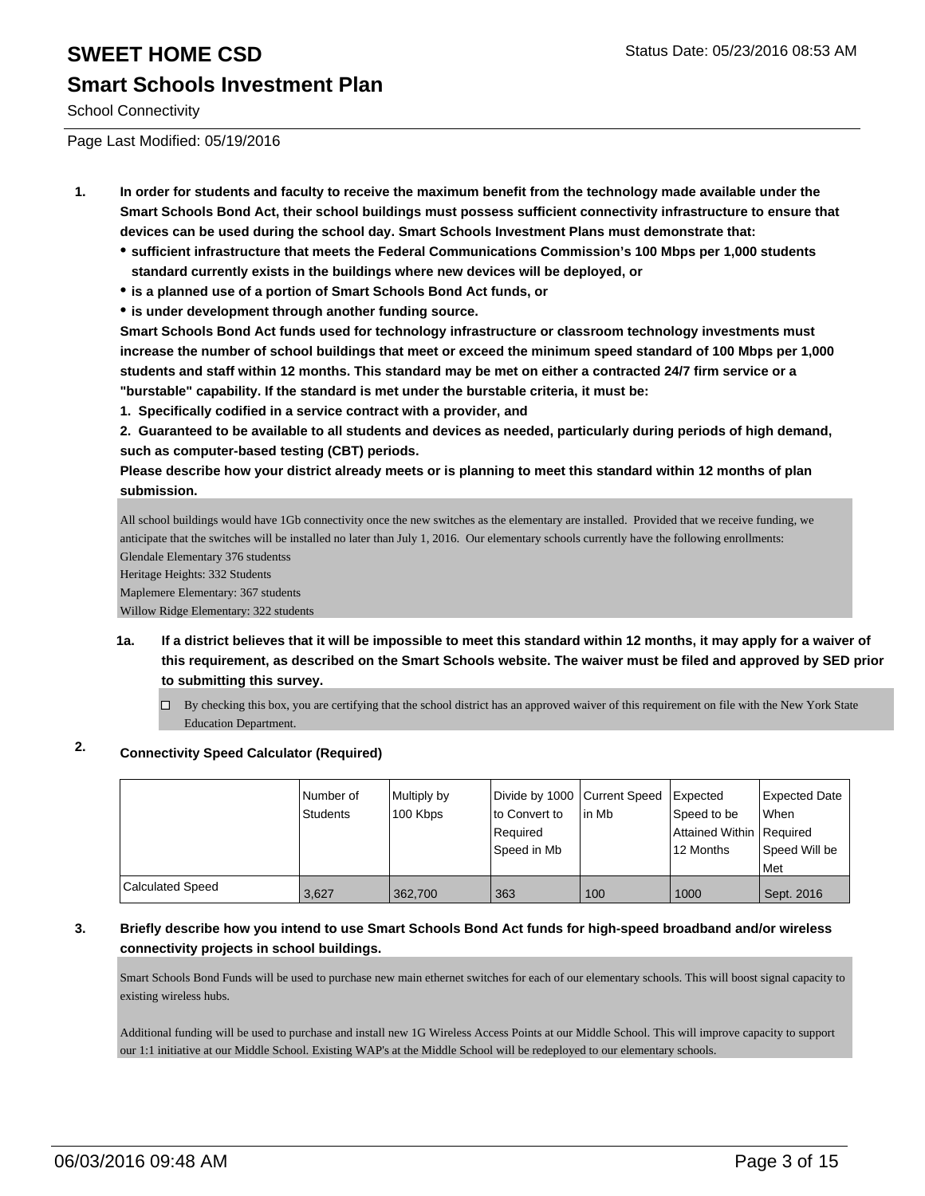# SWEET HOME CSD

Status Date: 05/23/2016 08:53 AM

## Smart Schools Investment Plan

School Connectivity

Page Last Modified: 05/19/2016

1. **In order for students and faculty to receive the maximum benefit from the technology made available under the Smart Schools Bond Act, their school buildings must possess sufficient connectivity infrastructure to ensure that devices can be used during the school day. Smart Schools Investment Plans must demonstrate that:**
   - **sufficient infrastructure that meets the Federal Communications Commission's 100 Mbps per 1,000 students standard currently exists in the buildings where new devices will be deployed, or**
   - **is a planned use of a portion of Smart Schools Bond Act funds, or**
   - **is under development through another funding source.**

   **Smart Schools Bond Act funds used for technology infrastructure or classroom technology investments must increase the number of school buildings that meet or exceed the minimum speed standard of 100 Mbps per 1,000 students and staff within 12 months. This standard may be met on either a contracted 24/7 firm service or a "burstable" capability. If the standard is met under the burstable criteria, it must be:**

   **1. Specifically codified in a service contract with a provider, and**

   **2. Guaranteed to be available to all students and devices as needed, particularly during periods of high demand, such as computer-based testing (CBT) periods.**

   **Please describe how your district already meets or is planning to meet this standard within 12 months of plan submission.**

   All school buildings would have 1Gb connectivity once the new switches as the elementary are installed. Provided that we receive funding, we anticipate that the switches will be installed no later than July 1, 2016. Our elementary schools currently have the following enrollments:
   Glendale Elementary 376 studentss
   Heritage Heights: 332 Students
   Maplemere Elementary: 367 students
   Willow Ridge Elementary: 322 students

   1a. **If a district believes that it will be impossible to meet this standard within 12 months, it may apply for a waiver of this requirement, as described on the Smart Schools website. The waiver must be filed and approved by SED prior to submitting this survey.**

   ☐ By checking this box, you are certifying that the school district has an approved waiver of this requirement on file with the New York State Education Department.

2. **Connectivity Speed Calculator (Required)**

| | Number of Students | Multiply by 100 Kbps | Divide by 1000 to Convert to Required Speed in Mb | Current Speed in Mb | Expected Speed to be Attained Within 12 Months | Expected Date When Required Speed Will be Met |
|---|---|---|---|---|---|---|
| Calculated Speed | 3,627 | 362,700 | 363 | 100 | 1000 | Sept. 2016 |

3. **Briefly describe how you intend to use Smart Schools Bond Act funds for high-speed broadband and/or wireless connectivity projects in school buildings.**

   Smart Schools Bond Funds will be used to purchase new main ethernet switches for each of our elementary schools. This will boost signal capacity to existing wireless hubs.

   Additional funding will be used to purchase and install new 1G Wireless Access Points at our Middle School. This will improve capacity to support our 1:1 initiative at our Middle School. Existing WAP's at the Middle School will be redeployed to our elementary schools.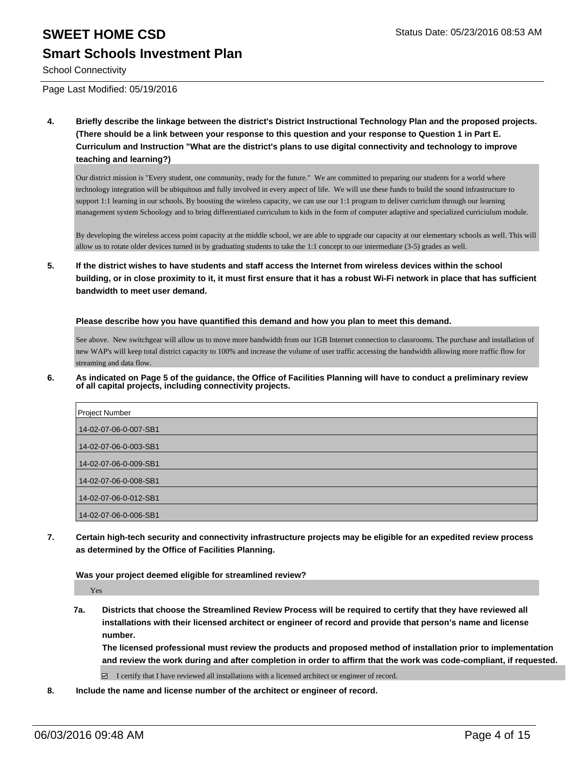**4. Briefly describe the linkage between the district's District Instructional Technology Plan and the proposed projects. (There should be a link between your response to this question and your response to Question 1 in Part E. Curriculum and Instruction "What are the district's plans to use digital connectivity and technology to improve teaching and learning?)**

Our district mission is "Every student, one community, ready for the future." We are committed to preparing our students for a world where technology integration will be ubiquitous and fully involved in every aspect of life. We will use these funds to build the sound infrastructure to support 1:1 learning in our schools. By boosting the wireless capacity, we can use our 1:1 program to deliver curriclum through our learning management system Schoology and to bring differentiated curriculum to kids in the form of computer adaptive and specialized curriciulum module.

By developing the wireless access point capacity at the middle school, we are able to upgrade our capacity at our elementary schools as well. This will allow us to rotate older devices turned in by graduating students to take the 1:1 concept to our intermediate (3-5) grades as well.

**5. If the district wishes to have students and staff access the Internet from wireless devices within the school building, or in close proximity to it, it must first ensure that it has a robust Wi-Fi network in place that has sufficient bandwidth to meet user demand.**

**Please describe how you have quantified this demand and how you plan to meet this demand.**

See above. New switchgear will allow us to move more bandwidth from our 1GB Internet connection to classrooms. The purchase and installation of new WAP's will keep total district capacity to 100% and increase the volume of user traffic accessing the bandwidth allowing more traffic flow for streaming and data flow.

**6. As indicated on Page 5 of the guidance, the Office of Facilities Planning will have to conduct a preliminary review of all capital projects, including connectivity projects.**

| Project Number |
|---|
| 14-02-07-06-0-007-SB1 |
| 14-02-07-06-0-003-SB1 |
| 14-02-07-06-0-009-SB1 |
| 14-02-07-06-0-008-SB1 |
| 14-02-07-06-0-012-SB1 |
| 14-02-07-06-0-006-SB1 |

**7. Certain high-tech security and connectivity infrastructure projects may be eligible for an expedited review process as determined by the Office of Facilities Planning.**

**Was your project deemed eligible for streamlined review?**

Yes

**7a. Districts that choose the Streamlined Review Process will be required to certify that they have reviewed all installations with their licensed architect or engineer of record and provide that person's name and license number.**
**The licensed professional must review the products and proposed method of installation prior to implementation and review the work during and after completion in order to affirm that the work was code-compliant, if requested.**

☑ I certify that I have reviewed all installations with a licensed architect or engineer of record.

**8. Include the name and license number of the architect or engineer of record.**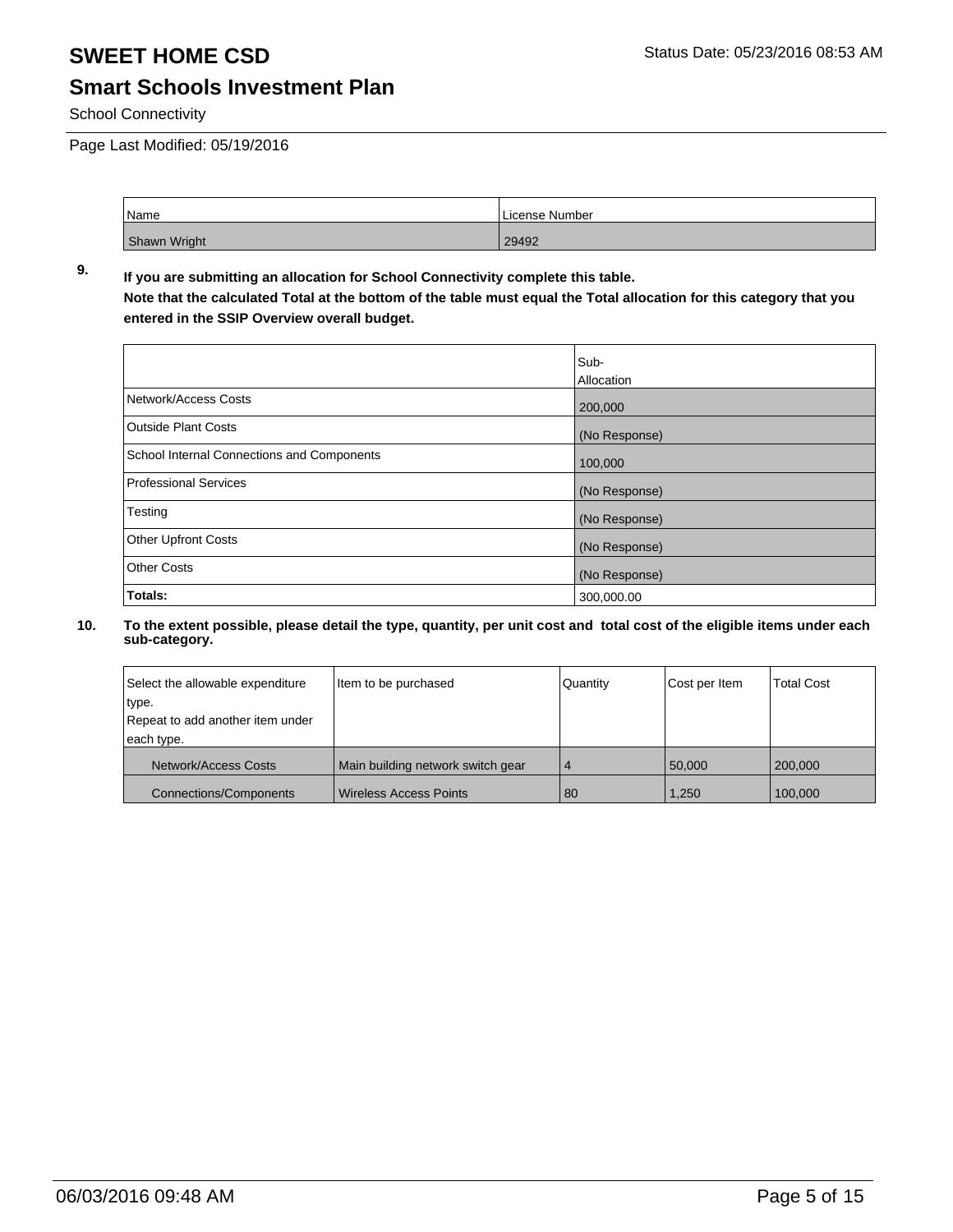# SWEET HOME CSD

Status Date: 05/23/2016 08:53 AM

## Smart Schools Investment Plan

School Connectivity

Page Last Modified: 05/19/2016

| Name | License Number |
|---|---|
| Shawn Wright | 29492 |

**9. If you are submitting an allocation for School Connectivity complete this table. Note that the calculated Total at the bottom of the table must equal the Total allocation for this category that you entered in the SSIP Overview overall budget.**

| | Sub-Allocation |
|---|---|
| Network/Access Costs | 200,000 |
| Outside Plant Costs | (No Response) |
| School Internal Connections and Components | 100,000 |
| Professional Services | (No Response) |
| Testing | (No Response) |
| Other Upfront Costs | (No Response) |
| Other Costs | (No Response) |
| **Totals:** | 300,000.00 |

**10. To the extent possible, please detail the type, quantity, per unit cost and total cost of the eligible items under each sub-category.**

| Select the allowable expenditure type. Repeat to add another item under each type. | Item to be purchased | Quantity | Cost per Item | Total Cost |
|---|---|---|---|---|
| Network/Access Costs | Main building network switch gear | 4 | 50,000 | 200,000 |
| Connections/Components | Wireless Access Points | 80 | 1,250 | 100,000 |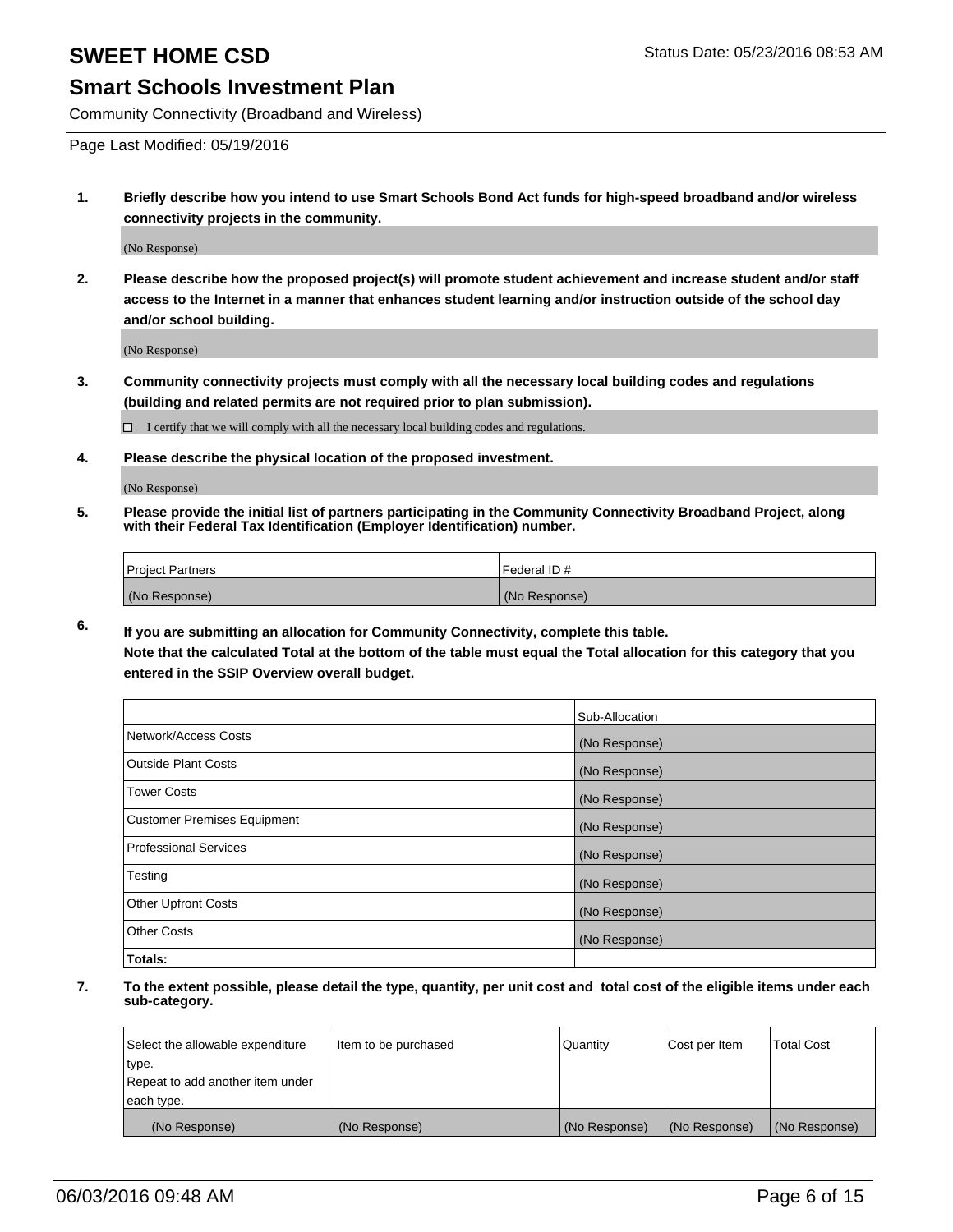# SWEET HOME CSD

Status Date: 05/23/2016 08:53 AM

## Smart Schools Investment Plan

Community Connectivity (Broadband and Wireless)

Page Last Modified: 05/19/2016

**1. Briefly describe how you intend to use Smart Schools Bond Act funds for high-speed broadband and/or wireless connectivity projects in the community.**

(No Response)

**2. Please describe how the proposed project(s) will promote student achievement and increase student and/or staff access to the Internet in a manner that enhances student learning and/or instruction outside of the school day and/or school building.**

(No Response)

**3. Community connectivity projects must comply with all the necessary local building codes and regulations (building and related permits are not required prior to plan submission).**

☐ I certify that we will comply with all the necessary local building codes and regulations.

**4. Please describe the physical location of the proposed investment.**

(No Response)

**5. Please provide the initial list of partners participating in the Community Connectivity Broadband Project, along with their Federal Tax Identification (Employer Identification) number.**

| Project Partners | Federal ID # |
| --- | --- |
| (No Response) | (No Response) |

**6. If you are submitting an allocation for Community Connectivity, complete this table.**
**Note that the calculated Total at the bottom of the table must equal the Total allocation for this category that you entered in the SSIP Overview overall budget.**

| | Sub-Allocation |
| --- | --- |
| Network/Access Costs | (No Response) |
| Outside Plant Costs | (No Response) |
| Tower Costs | (No Response) |
| Customer Premises Equipment | (No Response) |
| Professional Services | (No Response) |
| Testing | (No Response) |
| Other Upfront Costs | (No Response) |
| Other Costs | (No Response) |
| **Totals:** | |

**7. To the extent possible, please detail the type, quantity, per unit cost and total cost of the eligible items under each sub-category.**

| Select the allowable expenditure type. Repeat to add another item under each type. | Item to be purchased | Quantity | Cost per Item | Total Cost |
| --- | --- | --- | --- | --- |
| (No Response) | (No Response) | (No Response) | (No Response) | (No Response) |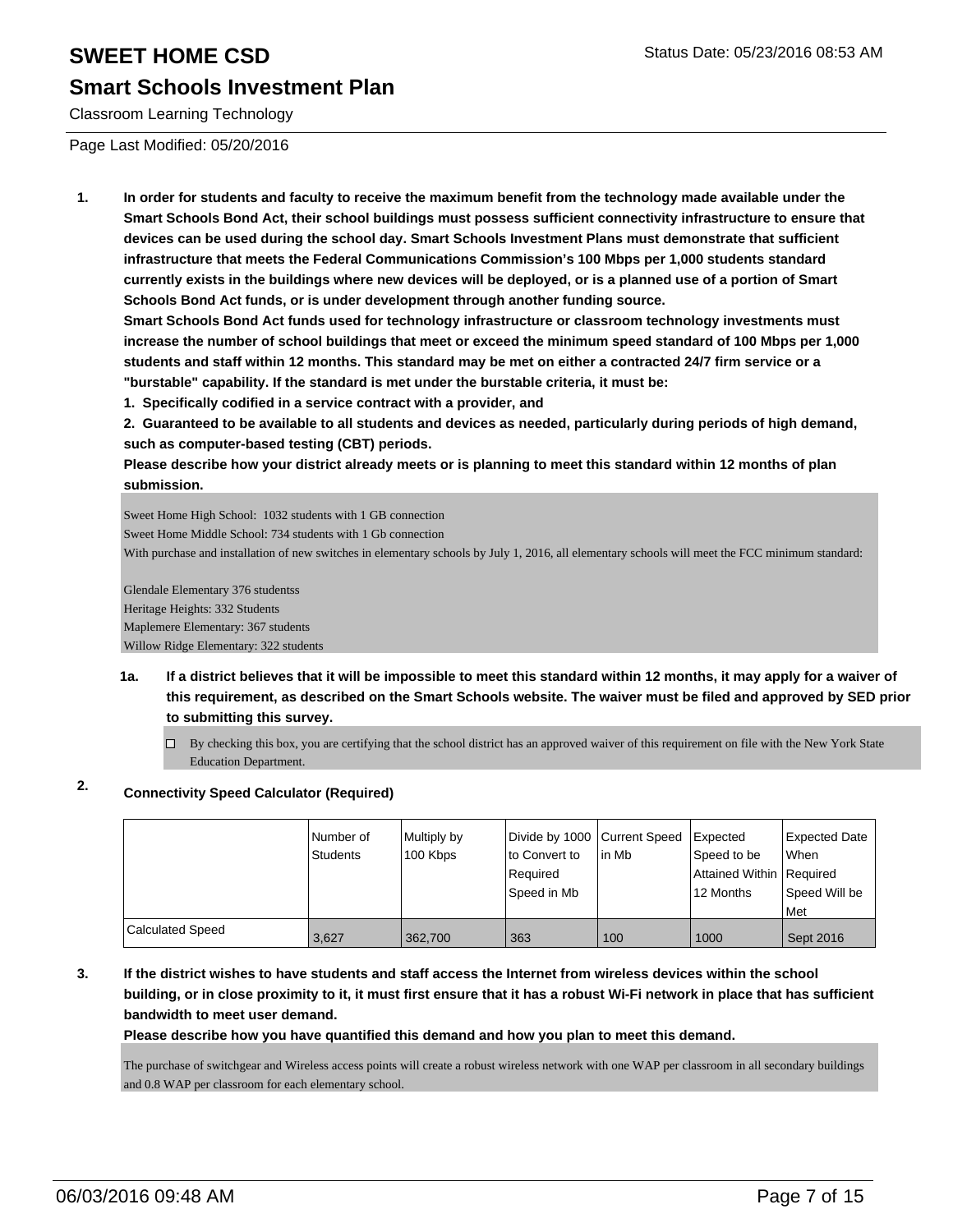# SWEET HOME CSD

Status Date: 05/23/2016 08:53 AM

## Smart Schools Investment Plan

Classroom Learning Technology

Page Last Modified: 05/20/2016

**1. In order for students and faculty to receive the maximum benefit from the technology made available under the Smart Schools Bond Act, their school buildings must possess sufficient connectivity infrastructure to ensure that devices can be used during the school day. Smart Schools Investment Plans must demonstrate that sufficient infrastructure that meets the Federal Communications Commission's 100 Mbps per 1,000 students standard currently exists in the buildings where new devices will be deployed, or is a planned use of a portion of Smart Schools Bond Act funds, or is under development through another funding source.**

**Smart Schools Bond Act funds used for technology infrastructure or classroom technology investments must increase the number of school buildings that meet or exceed the minimum speed standard of 100 Mbps per 1,000 students and staff within 12 months. This standard may be met on either a contracted 24/7 firm service or a "burstable" capability. If the standard is met under the burstable criteria, it must be:**

**1. Specifically codified in a service contract with a provider, and**

**2. Guaranteed to be available to all students and devices as needed, particularly during periods of high demand, such as computer-based testing (CBT) periods.**

**Please describe how your district already meets or is planning to meet this standard within 12 months of plan submission.**

Sweet Home High School: 1032 students with 1 GB connection
Sweet Home Middle School: 734 students with 1 Gb connection
With purchase and installation of new switches in elementary schools by July 1, 2016, all elementary schools will meet the FCC minimum standard:

Glendale Elementary 376 studentss
Heritage Heights: 332 Students
Maplemere Elementary: 367 students
Willow Ridge Elementary: 322 students

**1a. If a district believes that it will be impossible to meet this standard within 12 months, it may apply for a waiver of this requirement, as described on the Smart Schools website. The waiver must be filed and approved by SED prior to submitting this survey.**

☐ By checking this box, you are certifying that the school district has an approved waiver of this requirement on file with the New York State Education Department.

**2. Connectivity Speed Calculator (Required)**

| | Number of Students | Multiply by 100 Kbps | Divide by 1000 to Convert to Required Speed in Mb | Current Speed in Mb | Expected Speed to be Attained Within 12 Months | Expected Date When Required Speed Will be Met |
|---|---|---|---|---|---|---|
| Calculated Speed | 3,627 | 362,700 | 363 | 100 | 1000 | Sept 2016 |

**3. If the district wishes to have students and staff access the Internet from wireless devices within the school building, or in close proximity to it, it must first ensure that it has a robust Wi-Fi network in place that has sufficient bandwidth to meet user demand.**

**Please describe how you have quantified this demand and how you plan to meet this demand.**

The purchase of switchgear and Wireless access points will create a robust wireless network with one WAP per classroom in all secondary buildings and 0.8 WAP per classroom for each elementary school.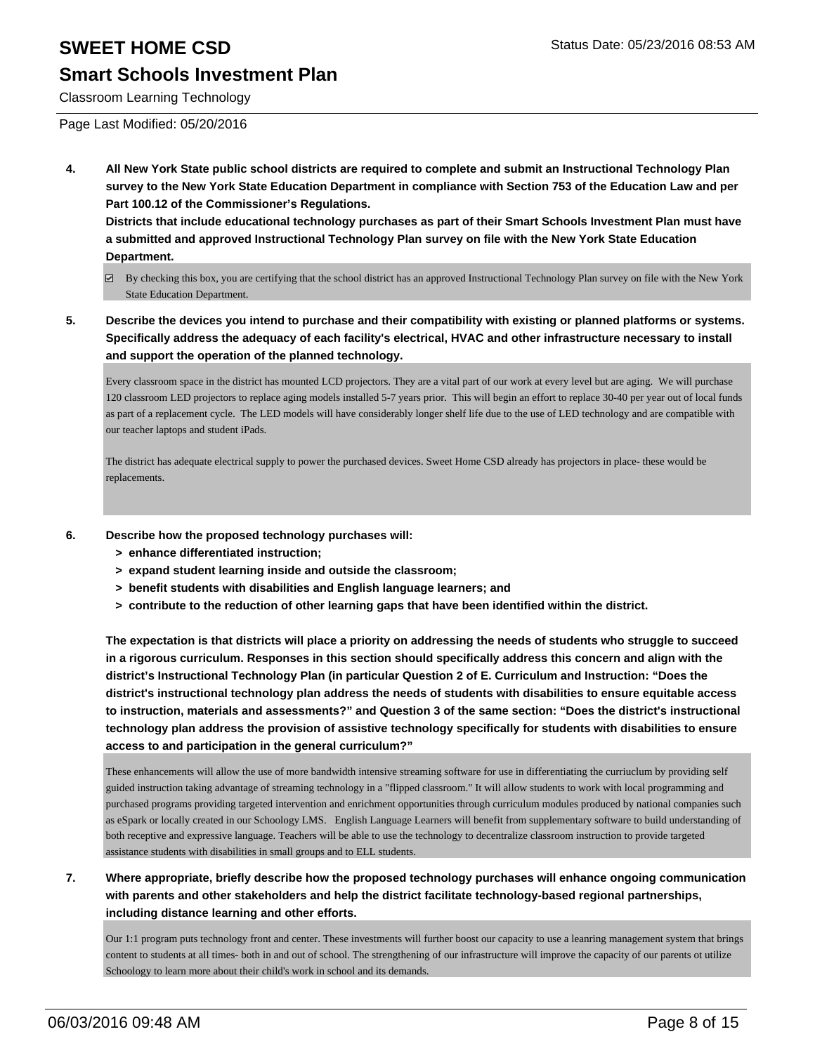# SWEET HOME CSD

## Smart Schools Investment Plan

Classroom Learning Technology

Page Last Modified: 05/20/2016

**4. All New York State public school districts are required to complete and submit an Instructional Technology Plan survey to the New York State Education Department in compliance with Section 753 of the Education Law and per Part 100.12 of the Commissioner's Regulations.**
**Districts that include educational technology purchases as part of their Smart Schools Investment Plan must have a submitted and approved Instructional Technology Plan survey on file with the New York State Education Department.**

☑ By checking this box, you are certifying that the school district has an approved Instructional Technology Plan survey on file with the New York State Education Department.

**5. Describe the devices you intend to purchase and their compatibility with existing or planned platforms or systems. Specifically address the adequacy of each facility's electrical, HVAC and other infrastructure necessary to install and support the operation of the planned technology.**

Every classroom space in the district has mounted LCD projectors. They are a vital part of our work at every level but are aging. We will purchase 120 classroom LED projectors to replace aging models installed 5-7 years prior. This will begin an effort to replace 30-40 per year out of local funds as part of a replacement cycle. The LED models will have considerably longer shelf life due to the use of LED technology and are compatible with our teacher laptops and student iPads.

The district has adequate electrical supply to power the purchased devices. Sweet Home CSD already has projectors in place- these would be replacements.

**6. Describe how the proposed technology purchases will:**
- **> enhance differentiated instruction;**
- **> expand student learning inside and outside the classroom;**
- **> benefit students with disabilities and English language learners; and**
- **> contribute to the reduction of other learning gaps that have been identified within the district.**

**The expectation is that districts will place a priority on addressing the needs of students who struggle to succeed in a rigorous curriculum. Responses in this section should specifically address this concern and align with the district's Instructional Technology Plan (in particular Question 2 of E. Curriculum and Instruction: "Does the district's instructional technology plan address the needs of students with disabilities to ensure equitable access to instruction, materials and assessments?" and Question 3 of the same section: "Does the district's instructional technology plan address the provision of assistive technology specifically for students with disabilities to ensure access to and participation in the general curriculum?"**

These enhancements will allow the use of more bandwidth intensive streaming software for use in differentiating the curriuclum by providing self guided instruction taking advantage of streaming technology in a "flipped classroom." It will allow students to work with local programming and purchased programs providing targeted intervention and enrichment opportunities through curriculum modules produced by national companies such as eSpark or locally created in our Schoology LMS. English Language Learners will benefit from supplementary software to build understanding of both receptive and expressive language. Teachers will be able to use the technology to decentralize classroom instruction to provide targeted assistance students with disabilities in small groups and to ELL students.

**7. Where appropriate, briefly describe how the proposed technology purchases will enhance ongoing communication with parents and other stakeholders and help the district facilitate technology-based regional partnerships, including distance learning and other efforts.**

Our 1:1 program puts technology front and center. These investments will further boost our capacity to use a leanring management system that brings content to students at all times- both in and out of school. The strengthening of our infrastructure will improve the capacity of our parents ot utilize Schoology to learn more about their child's work in school and its demands.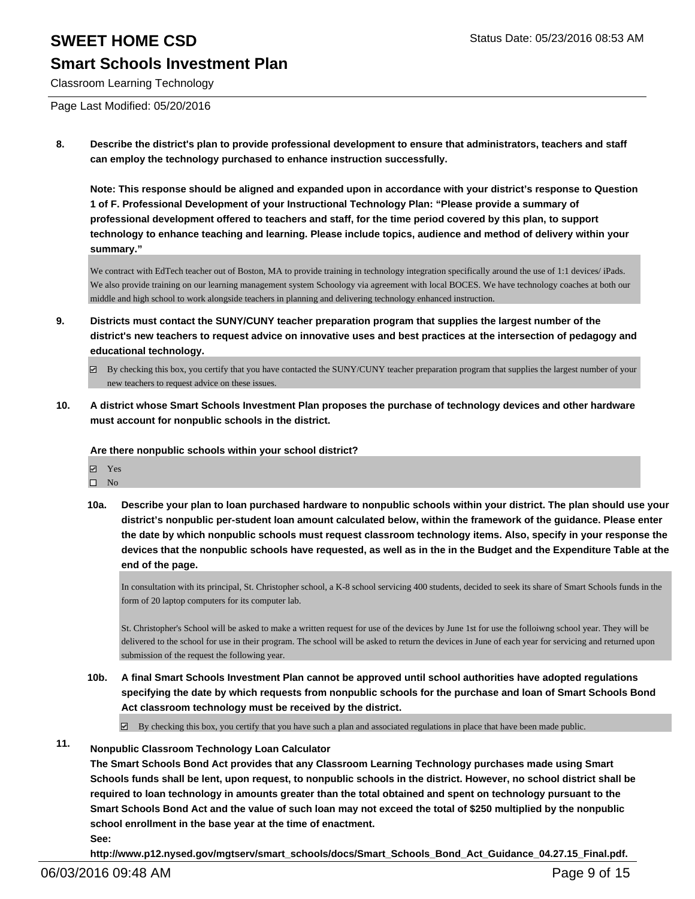**8. Describe the district's plan to provide professional development to ensure that administrators, teachers and staff can employ the technology purchased to enhance instruction successfully.**

**Note: This response should be aligned and expanded upon in accordance with your district's response to Question 1 of F. Professional Development of your Instructional Technology Plan: "Please provide a summary of professional development offered to teachers and staff, for the time period covered by this plan, to support technology to enhance teaching and learning. Please include topics, audience and method of delivery within your summary."**

We contract with EdTech teacher out of Boston, MA to provide training in technology integration specifically around the use of 1:1 devices/ iPads. We also provide training on our learning management system Schoology via agreement with local BOCES. We have technology coaches at both our middle and high school to work alongside teachers in planning and delivering technology enhanced instruction.

**9. Districts must contact the SUNY/CUNY teacher preparation program that supplies the largest number of the district's new teachers to request advice on innovative uses and best practices at the intersection of pedagogy and educational technology.**

☑ By checking this box, you certify that you have contacted the SUNY/CUNY teacher preparation program that supplies the largest number of your new teachers to request advice on these issues.

**10. A district whose Smart Schools Investment Plan proposes the purchase of technology devices and other hardware must account for nonpublic schools in the district.**

**Are there nonpublic schools within your school district?**

☑ Yes
☐ No

**10a. Describe your plan to loan purchased hardware to nonpublic schools within your district. The plan should use your district's nonpublic per-student loan amount calculated below, within the framework of the guidance. Please enter the date by which nonpublic schools must request classroom technology items. Also, specify in your response the devices that the nonpublic schools have requested, as well as in the in the Budget and the Expenditure Table at the end of the page.**

In consultation with its principal, St. Christopher school, a K-8 school servicing 400 students, decided to seek its share of Smart Schools funds in the form of 20 laptop computers for its computer lab.

St. Christopher's School will be asked to make a written request for use of the devices by June 1st for use the folloiwng school year. They will be delivered to the school for use in their program. The school will be asked to return the devices in June of each year for servicing and returned upon submission of the request the following year.

**10b. A final Smart Schools Investment Plan cannot be approved until school authorities have adopted regulations specifying the date by which requests from nonpublic schools for the purchase and loan of Smart Schools Bond Act classroom technology must be received by the district.**

☑ By checking this box, you certify that you have such a plan and associated regulations in place that have been made public.

**11. Nonpublic Classroom Technology Loan Calculator**
**The Smart Schools Bond Act provides that any Classroom Learning Technology purchases made using Smart Schools funds shall be lent, upon request, to nonpublic schools in the district. However, no school district shall be required to loan technology in amounts greater than the total obtained and spent on technology pursuant to the Smart Schools Bond Act and the value of such loan may not exceed the total of $250 multiplied by the nonpublic school enrollment in the base year at the time of enactment.**
**See:**
**http://www.p12.nysed.gov/mgtserv/smart_schools/docs/Smart_Schools_Bond_Act_Guidance_04.27.15_Final.pdf.**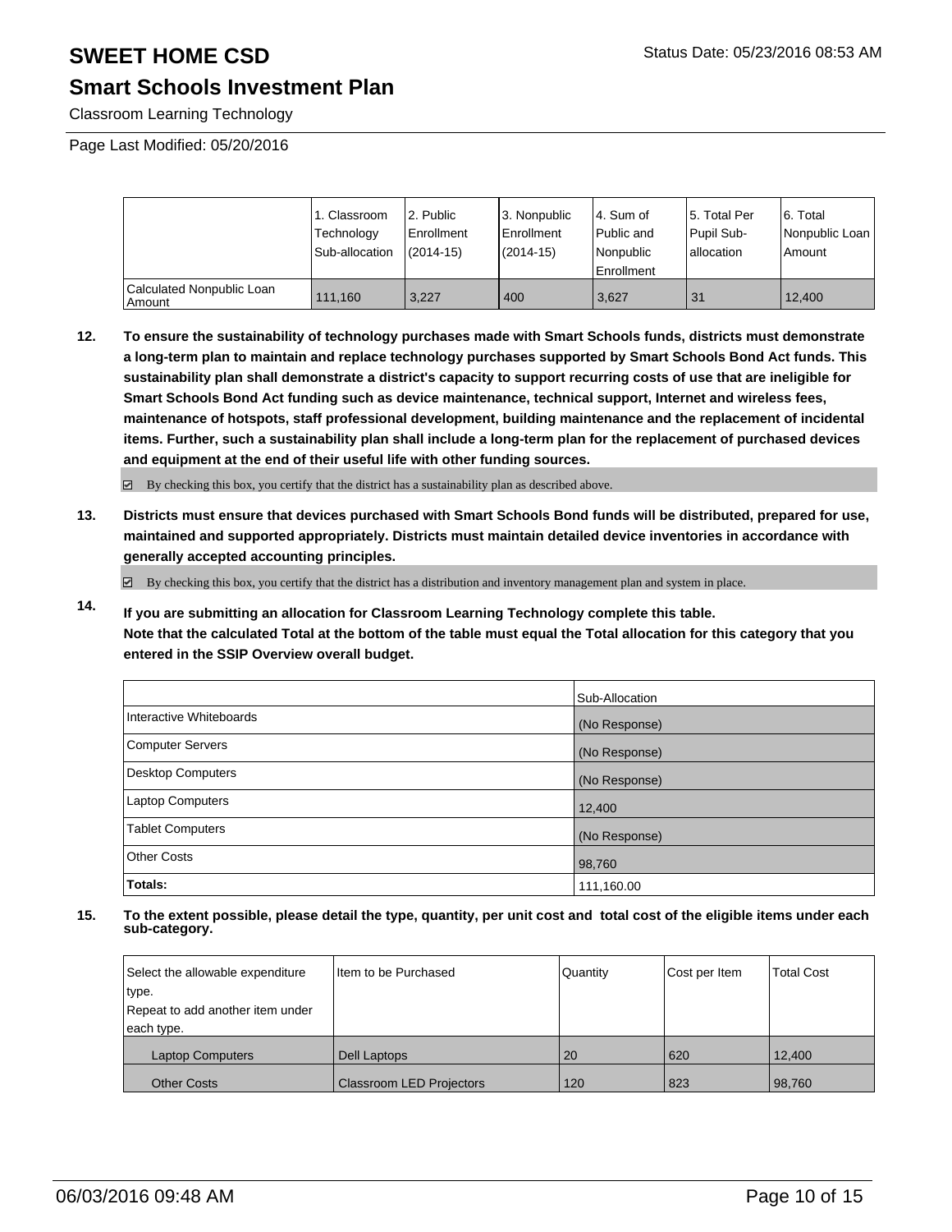# SWEET HOME CSD

Status Date: 05/23/2016 08:53 AM

## Smart Schools Investment Plan

Classroom Learning Technology

Page Last Modified: 05/20/2016

| | 1. Classroom Technology Sub-allocation | 2. Public Enrollment (2014-15) | 3. Nonpublic Enrollment (2014-15) | 4. Sum of Public and Nonpublic Enrollment | 5. Total Per Pupil Sub-allocation | 6. Total Nonpublic Loan Amount |
|---|---|---|---|---|---|---|
| Calculated Nonpublic Loan Amount | 111,160 | 3,227 | 400 | 3,627 | 31 | 12,400 |

**12. To ensure the sustainability of technology purchases made with Smart Schools funds, districts must demonstrate a long-term plan to maintain and replace technology purchases supported by Smart Schools Bond Act funds. This sustainability plan shall demonstrate a district's capacity to support recurring costs of use that are ineligible for Smart Schools Bond Act funding such as device maintenance, technical support, Internet and wireless fees, maintenance of hotspots, staff professional development, building maintenance and the replacement of incidental items. Further, such a sustainability plan shall include a long-term plan for the replacement of purchased devices and equipment at the end of their useful life with other funding sources.**

☑ By checking this box, you certify that the district has a sustainability plan as described above.

**13. Districts must ensure that devices purchased with Smart Schools Bond funds will be distributed, prepared for use, maintained and supported appropriately. Districts must maintain detailed device inventories in accordance with generally accepted accounting principles.**

☑ By checking this box, you certify that the district has a distribution and inventory management plan and system in place.

**14. If you are submitting an allocation for Classroom Learning Technology complete this table. Note that the calculated Total at the bottom of the table must equal the Total allocation for this category that you entered in the SSIP Overview overall budget.**

| | Sub-Allocation |
|---|---|
| Interactive Whiteboards | (No Response) |
| Computer Servers | (No Response) |
| Desktop Computers | (No Response) |
| Laptop Computers | 12,400 |
| Tablet Computers | (No Response) |
| Other Costs | 98,760 |
| **Totals:** | 111,160.00 |

**15. To the extent possible, please detail the type, quantity, per unit cost and total cost of the eligible items under each sub-category.**

| Select the allowable expenditure type. Repeat to add another item under each type. | Item to be Purchased | Quantity | Cost per Item | Total Cost |
|---|---|---|---|---|
| Laptop Computers | Dell Laptops | 20 | 620 | 12,400 |
| Other Costs | Classroom LED Projectors | 120 | 823 | 98,760 |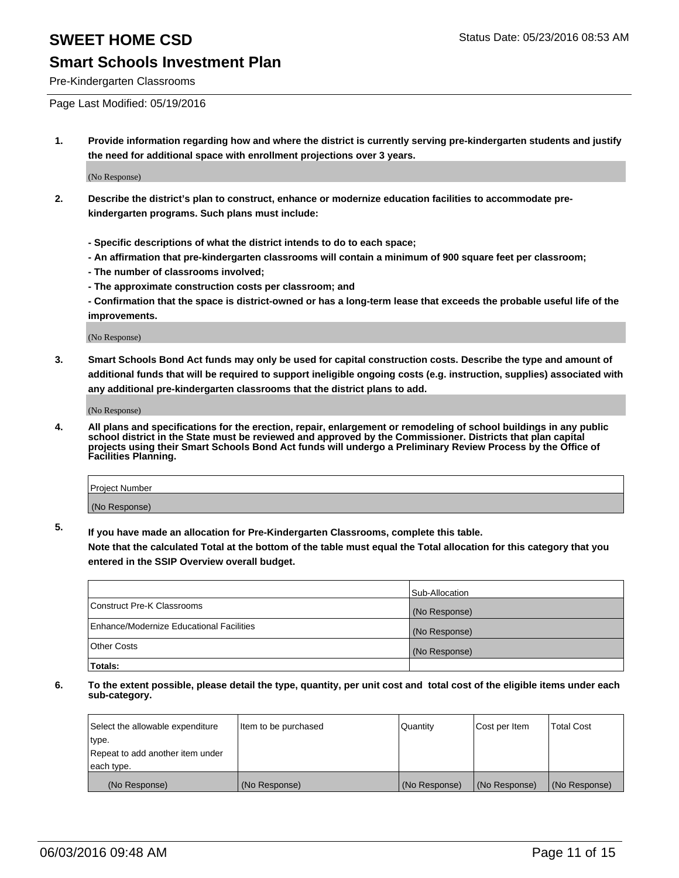# SWEET HOME CSD

Status Date: 05/23/2016 08:53 AM

## Smart Schools Investment Plan

Pre-Kindergarten Classrooms

Page Last Modified: 05/19/2016

1. **Provide information regarding how and where the district is currently serving pre-kindergarten students and justify the need for additional space with enrollment projections over 3 years.**

(No Response)

2. **Describe the district's plan to construct, enhance or modernize education facilities to accommodate pre-kindergarten programs. Such plans must include:**

   **- Specific descriptions of what the district intends to do to each space;**
   **- An affirmation that pre-kindergarten classrooms will contain a minimum of 900 square feet per classroom;**
   **- The number of classrooms involved;**
   **- The approximate construction costs per classroom; and**
   **- Confirmation that the space is district-owned or has a long-term lease that exceeds the probable useful life of the improvements.**

(No Response)

3. **Smart Schools Bond Act funds may only be used for capital construction costs. Describe the type and amount of additional funds that will be required to support ineligible ongoing costs (e.g. instruction, supplies) associated with any additional pre-kindergarten classrooms that the district plans to add.**

(No Response)

4. **All plans and specifications for the erection, repair, enlargement or remodeling of school buildings in any public school district in the State must be reviewed and approved by the Commissioner. Districts that plan capital projects using their Smart Schools Bond Act funds will undergo a Preliminary Review Process by the Office of Facilities Planning.**

| Project Number |
| --- |
| (No Response) |

5. **If you have made an allocation for Pre-Kindergarten Classrooms, complete this table.**
   **Note that the calculated Total at the bottom of the table must equal the Total allocation for this category that you entered in the SSIP Overview overall budget.**

| | Sub-Allocation |
| --- | --- |
| Construct Pre-K Classrooms | (No Response) |
| Enhance/Modernize Educational Facilities | (No Response) |
| Other Costs | (No Response) |
| **Totals:** | |

6. **To the extent possible, please detail the type, quantity, per unit cost and total cost of the eligible items under each sub-category.**

| Select the allowable expenditure type.<br>Repeat to add another item under each type. | Item to be purchased | Quantity | Cost per Item | Total Cost |
| --- | --- | --- | --- | --- |
| (No Response) | (No Response) | (No Response) | (No Response) | (No Response) |

06/03/2016 09:48 AM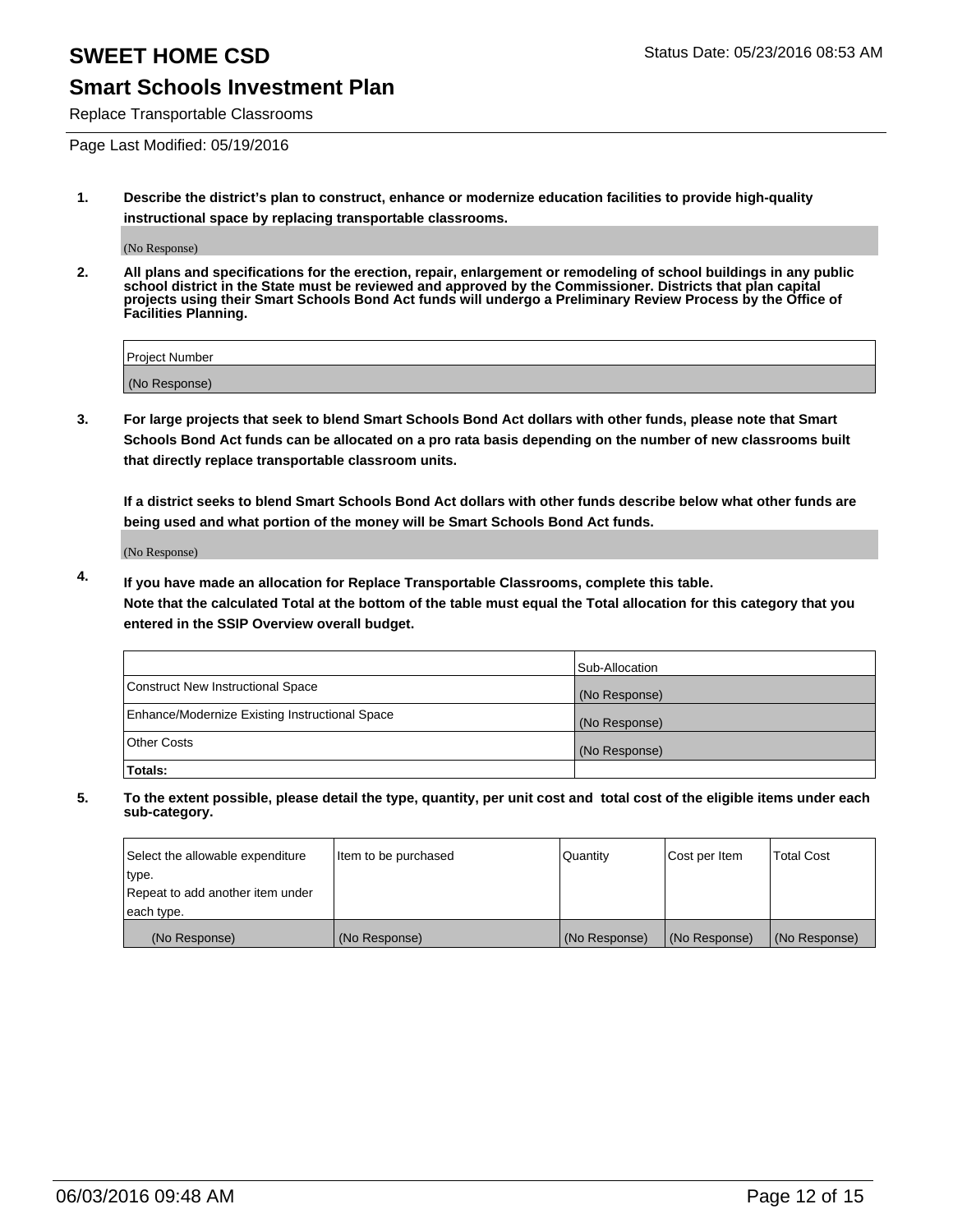# SWEET HOME CSD

Status Date: 05/23/2016 08:53 AM

## Smart Schools Investment Plan

Replace Transportable Classrooms

Page Last Modified: 05/19/2016

1. **Describe the district's plan to construct, enhance or modernize education facilities to provide high-quality instructional space by replacing transportable classrooms.**

   (No Response)

2. **All plans and specifications for the erection, repair, enlargement or remodeling of school buildings in any public school district in the State must be reviewed and approved by the Commissioner. Districts that plan capital projects using their Smart Schools Bond Act funds will undergo a Preliminary Review Process by the Office of Facilities Planning.**

| Project Number |
|---|
| (No Response) |

3. **For large projects that seek to blend Smart Schools Bond Act dollars with other funds, please note that Smart Schools Bond Act funds can be allocated on a pro rata basis depending on the number of new classrooms built that directly replace transportable classroom units.**

   **If a district seeks to blend Smart Schools Bond Act dollars with other funds describe below what other funds are being used and what portion of the money will be Smart Schools Bond Act funds.**

   (No Response)

4. **If you have made an allocation for Replace Transportable Classrooms, complete this table. Note that the calculated Total at the bottom of the table must equal the Total allocation for this category that you entered in the SSIP Overview overall budget.**

| | Sub-Allocation |
|---|---|
| Construct New Instructional Space | (No Response) |
| Enhance/Modernize Existing Instructional Space | (No Response) |
| Other Costs | (No Response) |
| **Totals:** | |

5. **To the extent possible, please detail the type, quantity, per unit cost and total cost of the eligible items under each sub-category.**

| Select the allowable expenditure type. Repeat to add another item under each type. | Item to be purchased | Quantity | Cost per Item | Total Cost |
|---|---|---|---|---|
| (No Response) | (No Response) | (No Response) | (No Response) | (No Response) |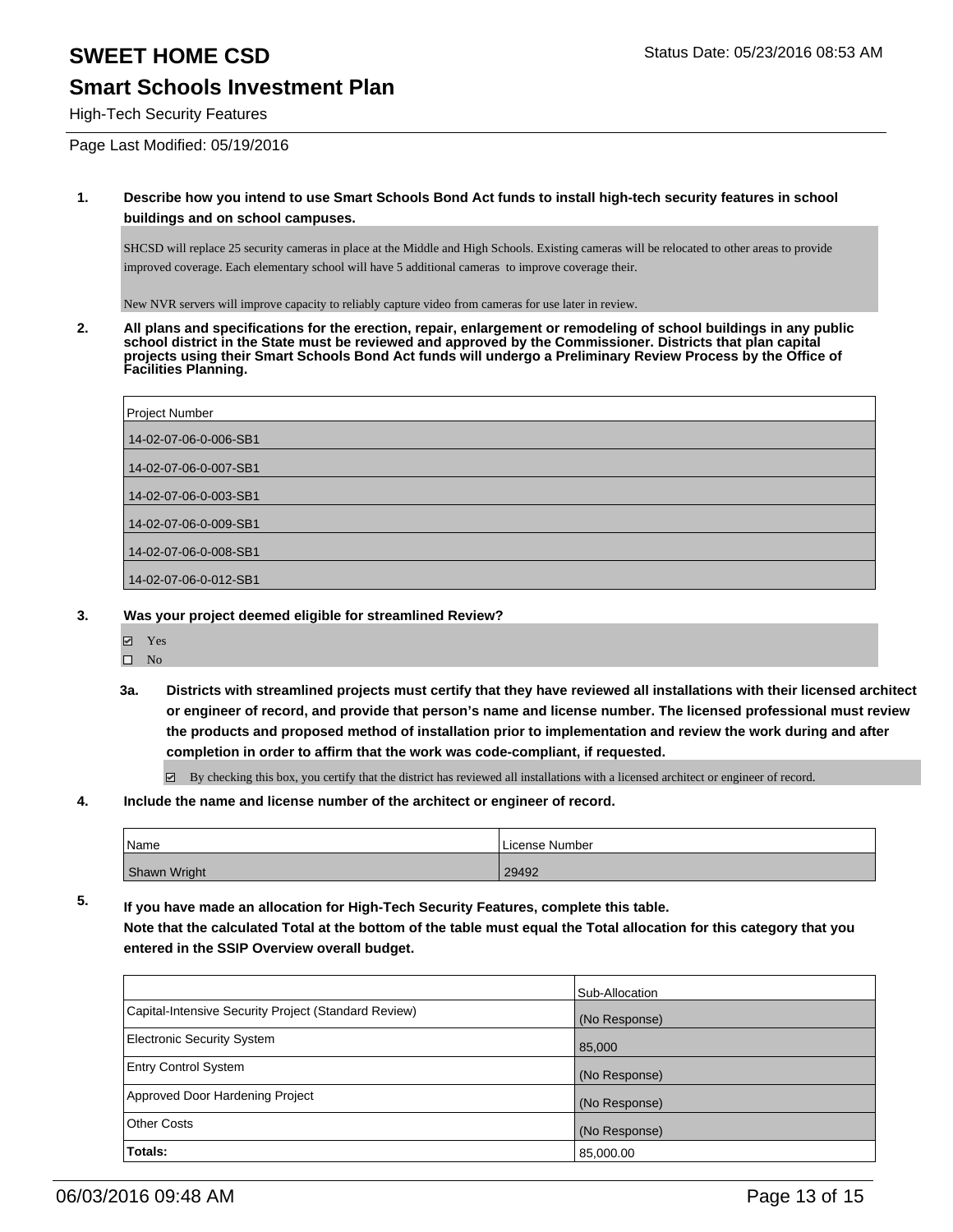# SWEET HOME CSD

Status Date: 05/23/2016 08:53 AM

## Smart Schools Investment Plan

High-Tech Security Features

Page Last Modified: 05/19/2016

**1. Describe how you intend to use Smart Schools Bond Act funds to install high-tech security features in school buildings and on school campuses.**

SHCSD will replace 25 security cameras in place at the Middle and High Schools. Existing cameras will be relocated to other areas to provide improved coverage. Each elementary school will have 5 additional cameras to improve coverage their.

New NVR servers will improve capacity to reliably capture video from cameras for use later in review.

**2. All plans and specifications for the erection, repair, enlargement or remodeling of school buildings in any public school district in the State must be reviewed and approved by the Commissioner. Districts that plan capital projects using their Smart Schools Bond Act funds will undergo a Preliminary Review Process by the Office of Facilities Planning.**

| Project Number |
|---|
| 14-02-07-06-0-006-SB1 |
| 14-02-07-06-0-007-SB1 |
| 14-02-07-06-0-003-SB1 |
| 14-02-07-06-0-009-SB1 |
| 14-02-07-06-0-008-SB1 |
| 14-02-07-06-0-012-SB1 |

**3. Was your project deemed eligible for streamlined Review?**

- ☑ Yes
- ☐ No

**3a. Districts with streamlined projects must certify that they have reviewed all installations with their licensed architect or engineer of record, and provide that person's name and license number. The licensed professional must review the products and proposed method of installation prior to implementation and review the work during and after completion in order to affirm that the work was code-compliant, if requested.**

- ☑ By checking this box, you certify that the district has reviewed all installations with a licensed architect or engineer of record.

**4. Include the name and license number of the architect or engineer of record.**

| Name | License Number |
|---|---|
| Shawn Wright | 29492 |

**5. If you have made an allocation for High-Tech Security Features, complete this table.**
**Note that the calculated Total at the bottom of the table must equal the Total allocation for this category that you entered in the SSIP Overview overall budget.**

| | Sub-Allocation |
|---|---|
| Capital-Intensive Security Project (Standard Review) | (No Response) |
| Electronic Security System | 85,000 |
| Entry Control System | (No Response) |
| Approved Door Hardening Project | (No Response) |
| Other Costs | (No Response) |
| **Totals:** | 85,000.00 |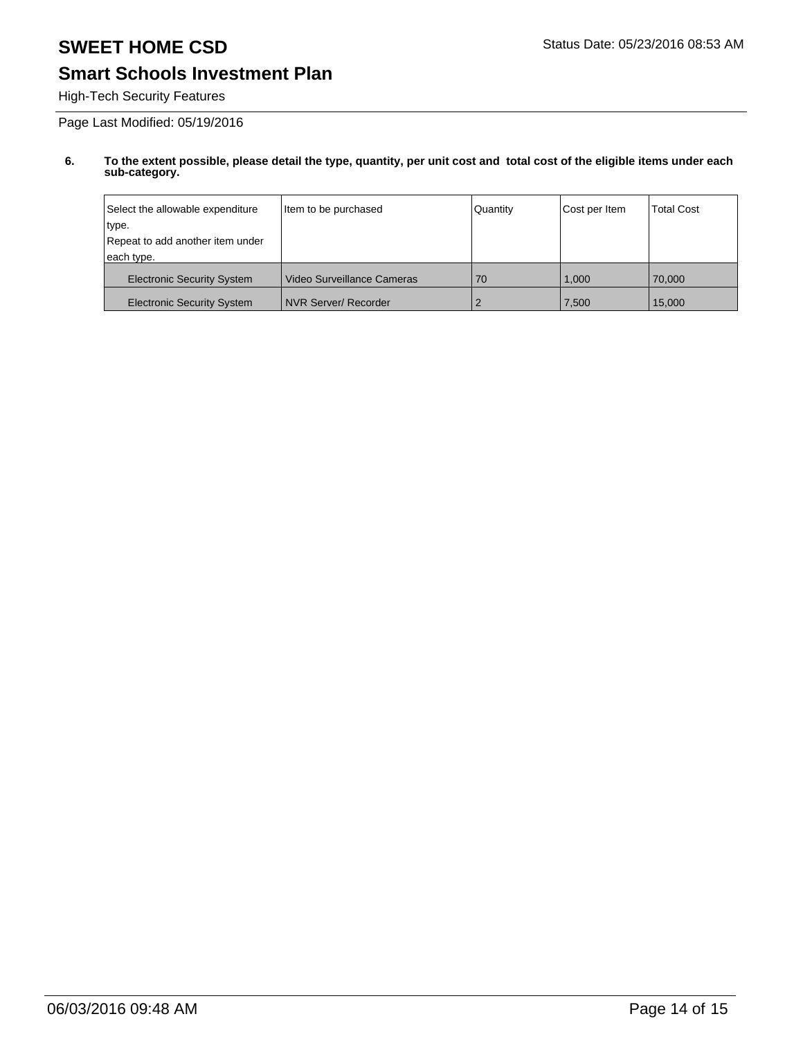# SWEET HOME CSD

Status Date: 05/23/2016 08:53 AM

## Smart Schools Investment Plan

High-Tech Security Features

Page Last Modified: 05/19/2016

**6. To the extent possible, please detail the type, quantity, per unit cost and total cost of the eligible items under each sub-category.**

| Select the allowable expenditure type. Repeat to add another item under each type. | Item to be purchased | Quantity | Cost per Item | Total Cost |
| --- | --- | --- | --- | --- |
| Electronic Security System | Video Surveillance Cameras | 70 | 1,000 | 70,000 |
| Electronic Security System | NVR Server/ Recorder | 2 | 7,500 | 15,000 |